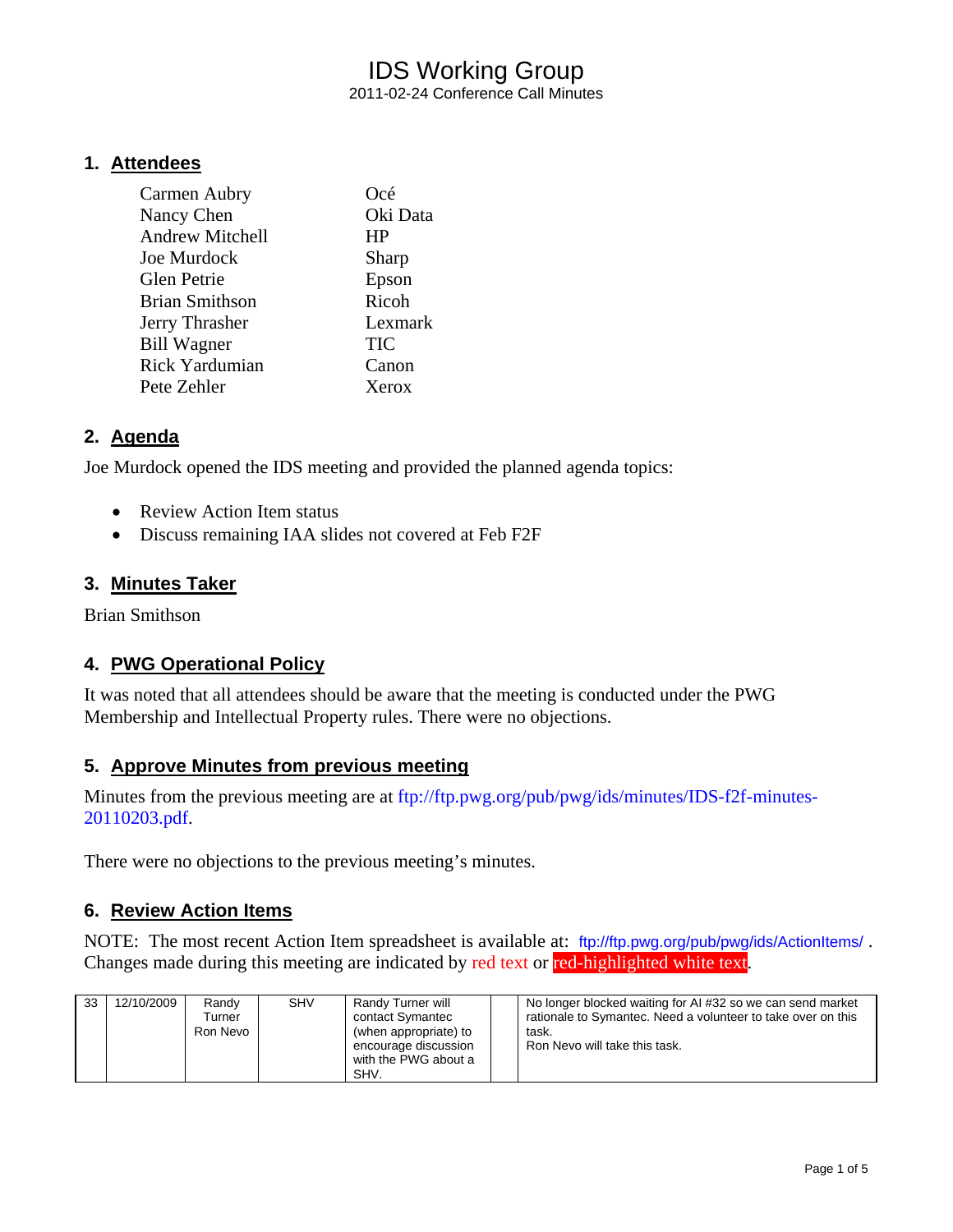# IDS Working Group

2011-02-24 Conference Call Minutes

## 1. Attendees

| | |
|---|---|
| Carmen Aubry | Océ |
| Nancy Chen | Oki Data |
| Andrew Mitchell | HP |
| Joe Murdock | Sharp |
| Glen Petrie | Epson |
| Brian Smithson | Ricoh |
| Jerry Thrasher | Lexmark |
| Bill Wagner | TIC |
| Rick Yardumian | Canon |
| Pete Zehler | Xerox |

## 2. Agenda

Joe Murdock opened the IDS meeting and provided the planned agenda topics:

- Review Action Item status
- Discuss remaining IAA slides not covered at Feb F2F

## 3. Minutes Taker

Brian Smithson

## 4. PWG Operational Policy

It was noted that all attendees should be aware that the meeting is conducted under the PWG Membership and Intellectual Property rules. There were no objections.

## 5. Approve Minutes from previous meeting

Minutes from the previous meeting are at ftp://ftp.pwg.org/pub/pwg/ids/minutes/IDS-f2f-minutes-20110203.pdf.

There were no objections to the previous meeting's minutes.

## 6. Review Action Items

NOTE: The most recent Action Item spreadsheet is available at: ftp://ftp.pwg.org/pub/pwg/ids/ActionItems/ . Changes made during this meeting are indicated by red text or red-highlighted white text.

| | | | | | | |
|---|---|---|---|---|---|---|
| 33 | 12/10/2009 | Randy Turner<br>Ron Nevo | SHV | Randy Turner will contact Symantec (when appropriate) to encourage discussion with the PWG about a SHV. | | No longer blocked waiting for AI #32 so we can send market rationale to Symantec. Need a volunteer to take over on this task.<br>Ron Nevo will take this task. |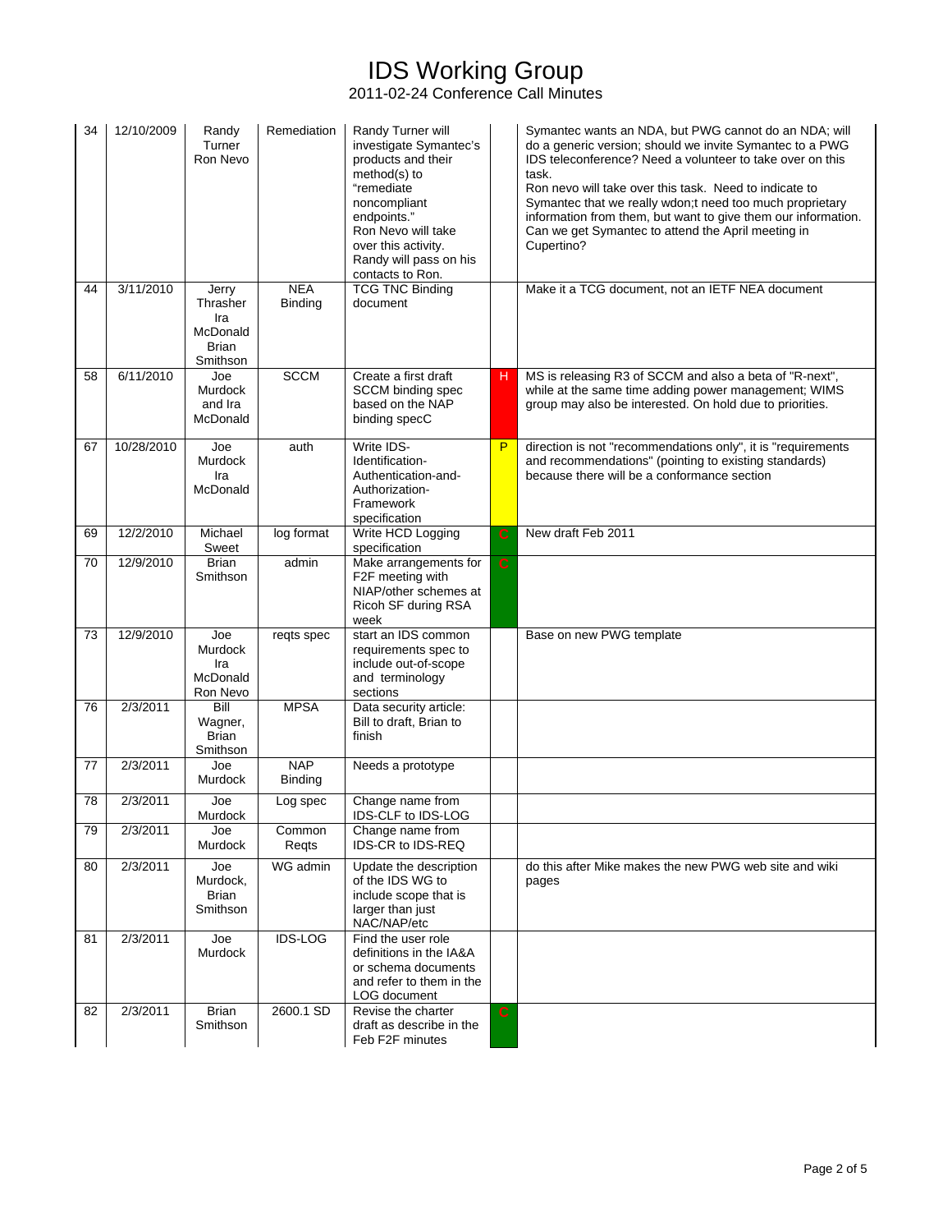# IDS Working Group

2011-02-24 Conference Call Minutes

| | | | | | | |
|---|---|---|---|---|---|---|
| 34 | 12/10/2009 | Randy Turner Ron Nevo | Remediation | Randy Turner will investigate Symantec's products and their method(s) to "remediate noncompliant endpoints." Ron Nevo will take over this activity. Randy will pass on his contacts to Ron. | | Symantec wants an NDA, but PWG cannot do an NDA; will do a generic version; should we invite Symantec to a PWG IDS teleconference? Need a volunteer to take over on this task. Ron nevo will take over this task. Need to indicate to Symantec that we really wdon;t need too much proprietary information from them, but want to give them our information. Can we get Symantec to attend the April meeting in Cupertino? |
| 44 | 3/11/2010 | Jerry Thrasher Ira McDonald Brian Smithson | NEA Binding | TCG TNC Binding document | | Make it a TCG document, not an IETF NEA document |
| 58 | 6/11/2010 | Joe Murdock and Ira McDonald | SCCM | Create a first draft SCCM binding spec based on the NAP binding specC | H | MS is releasing R3 of SCCM and also a beta of "R-next", while at the same time adding power management; WIMS group may also be interested. On hold due to priorities. |
| 67 | 10/28/2010 | Joe Murdock Ira McDonald | auth | Write IDS-Identification-Authentication-and-Authorization-Framework specification | P | direction is not "recommendations only", it is "requirements and recommendations" (pointing to existing standards) because there will be a conformance section |
| 69 | 12/2/2010 | Michael Sweet | log format | Write HCD Logging specification | C | New draft Feb 2011 |
| 70 | 12/9/2010 | Brian Smithson | admin | Make arrangements for F2F meeting with NIAP/other schemes at Ricoh SF during RSA week | C | |
| 73 | 12/9/2010 | Joe Murdock Ira McDonald Ron Nevo | reqts spec | start an IDS common requirements spec to include out-of-scope and terminology sections | | Base on new PWG template |
| 76 | 2/3/2011 | Bill Wagner, Brian Smithson | MPSA | Data security article: Bill to draft, Brian to finish | | |
| 77 | 2/3/2011 | Joe Murdock | NAP Binding | Needs a prototype | | |
| 78 | 2/3/2011 | Joe Murdock | Log spec | Change name from IDS-CLF to IDS-LOG | | |
| 79 | 2/3/2011 | Joe Murdock | Common Reqts | Change name from IDS-CR to IDS-REQ | | |
| 80 | 2/3/2011 | Joe Murdock, Brian Smithson | WG admin | Update the description of the IDS WG to include scope that is larger than just NAC/NAP/etc | | do this after Mike makes the new PWG web site and wiki pages |
| 81 | 2/3/2011 | Joe Murdock | IDS-LOG | Find the user role definitions in the IA&A or schema documents and refer to them in the LOG document | | |
| 82 | 2/3/2011 | Brian Smithson | 2600.1 SD | Revise the charter draft as describe in the Feb F2F minutes | C | |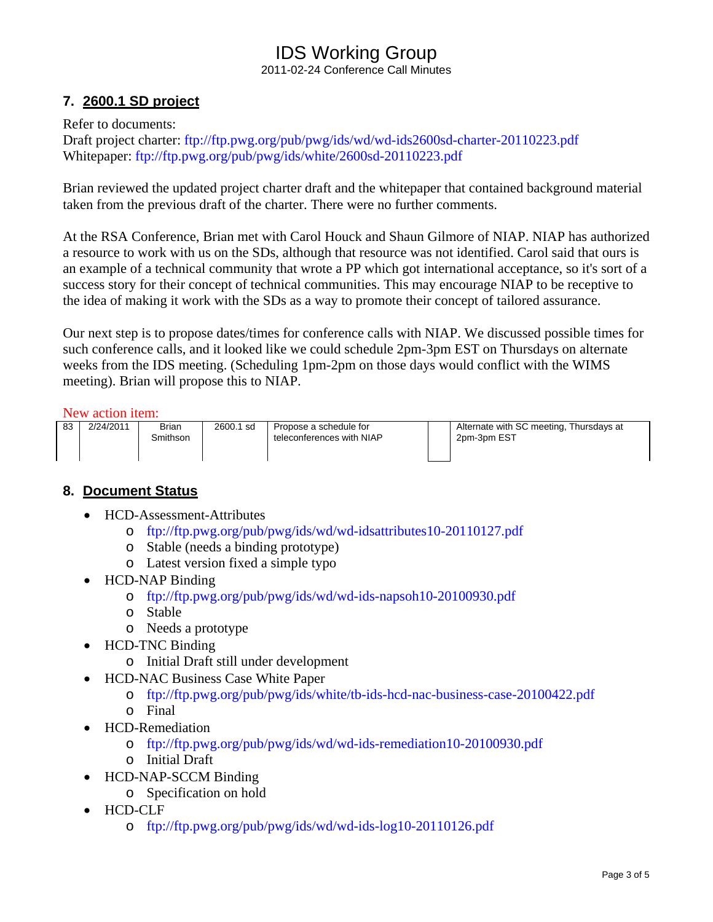## 7. 2600.1 SD project

Refer to documents:
Draft project charter: ftp://ftp.pwg.org/pub/pwg/ids/wd/wd-ids2600sd-charter-20110223.pdf
Whitepaper: ftp://ftp.pwg.org/pub/pwg/ids/white/2600sd-20110223.pdf

Brian reviewed the updated project charter draft and the whitepaper that contained background material taken from the previous draft of the charter. There were no further comments.

At the RSA Conference, Brian met with Carol Houck and Shaun Gilmore of NIAP. NIAP has authorized a resource to work with us on the SDs, although that resource was not identified. Carol said that ours is an example of a technical community that wrote a PP which got international acceptance, so it's sort of a success story for their concept of technical communities. This may encourage NIAP to be receptive to the idea of making it work with the SDs as a way to promote their concept of tailored assurance.

Our next step is to propose dates/times for conference calls with NIAP. We discussed possible times for such conference calls, and it looked like we could schedule 2pm-3pm EST on Thursdays on alternate weeks from the IDS meeting. (Scheduling 1pm-2pm on those days would conflict with the WIMS meeting). Brian will propose this to NIAP.

New action item:

| 83 | 2/24/2011 | Brian Smithson | 2600.1 sd | Propose a schedule for teleconferences with NIAP | | Alternate with SC meeting, Thursdays at 2pm-3pm EST |
|---|---|---|---|---|---|---|

## 8. Document Status

- HCD-Assessment-Attributes
  - ftp://ftp.pwg.org/pub/pwg/ids/wd/wd-idsattributes10-20110127.pdf
  - Stable (needs a binding prototype)
  - Latest version fixed a simple typo
- HCD-NAP Binding
  - ftp://ftp.pwg.org/pub/pwg/ids/wd/wd-ids-napsoh10-20100930.pdf
  - Stable
  - Needs a prototype
- HCD-TNC Binding
  - Initial Draft still under development
- HCD-NAC Business Case White Paper
  - ftp://ftp.pwg.org/pub/pwg/ids/white/tb-ids-hcd-nac-business-case-20100422.pdf
  - Final
- HCD-Remediation
  - ftp://ftp.pwg.org/pub/pwg/ids/wd/wd-ids-remediation10-20100930.pdf
  - Initial Draft
- HCD-NAP-SCCM Binding
  - Specification on hold
- HCD-CLF
  - ftp://ftp.pwg.org/pub/pwg/ids/wd/wd-ids-log10-20110126.pdf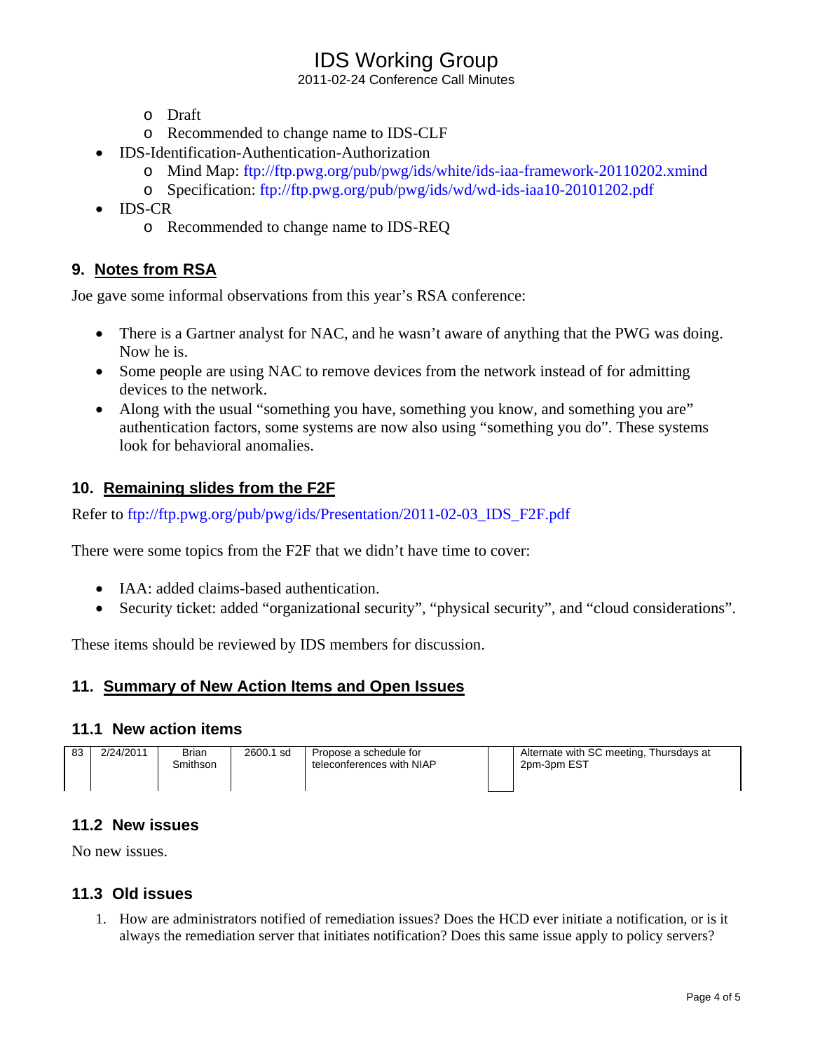- Draft
- Recommended to change name to IDS-CLF
- IDS-Identification-Authentication-Authorization
  - Mind Map: ftp://ftp.pwg.org/pub/pwg/ids/white/ids-iaa-framework-20110202.xmind
  - Specification: ftp://ftp.pwg.org/pub/pwg/ids/wd/wd-ids-iaa10-20101202.pdf
- IDS-CR
  - Recommended to change name to IDS-REQ

## 9. Notes from RSA

Joe gave some informal observations from this year's RSA conference:

- There is a Gartner analyst for NAC, and he wasn't aware of anything that the PWG was doing. Now he is.
- Some people are using NAC to remove devices from the network instead of for admitting devices to the network.
- Along with the usual "something you have, something you know, and something you are" authentication factors, some systems are now also using "something you do". These systems look for behavioral anomalies.

## 10. Remaining slides from the F2F

Refer to ftp://ftp.pwg.org/pub/pwg/ids/Presentation/2011-02-03_IDS_F2F.pdf

There were some topics from the F2F that we didn't have time to cover:

- IAA: added claims-based authentication.
- Security ticket: added "organizational security", "physical security", and "cloud considerations".

These items should be reviewed by IDS members for discussion.

## 11. Summary of New Action Items and Open Issues

### 11.1 New action items

| | | | | | | |
|---|---|---|---|---|---|---|
| 83 | 2/24/2011 | Brian Smithson | 2600.1 sd | Propose a schedule for teleconferences with NIAP | | Alternate with SC meeting, Thursdays at 2pm-3pm EST |

### 11.2 New issues

No new issues.

### 11.3 Old issues

1. How are administrators notified of remediation issues? Does the HCD ever initiate a notification, or is it always the remediation server that initiates notification? Does this same issue apply to policy servers?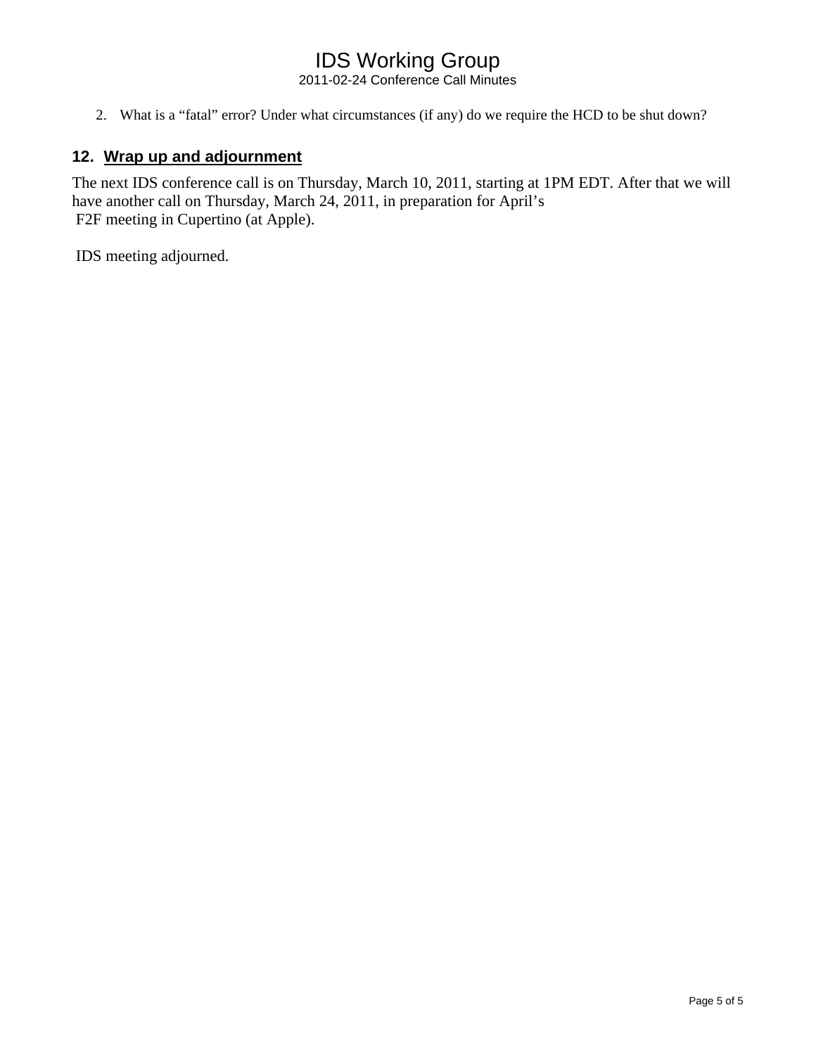2. What is a "fatal" error? Under what circumstances (if any) do we require the HCD to be shut down?

## 12. Wrap up and adjournment

The next IDS conference call is on Thursday, March 10, 2011, starting at 1PM EDT. After that we will have another call on Thursday, March 24, 2011, in preparation for April's F2F meeting in Cupertino (at Apple).

IDS meeting adjourned.